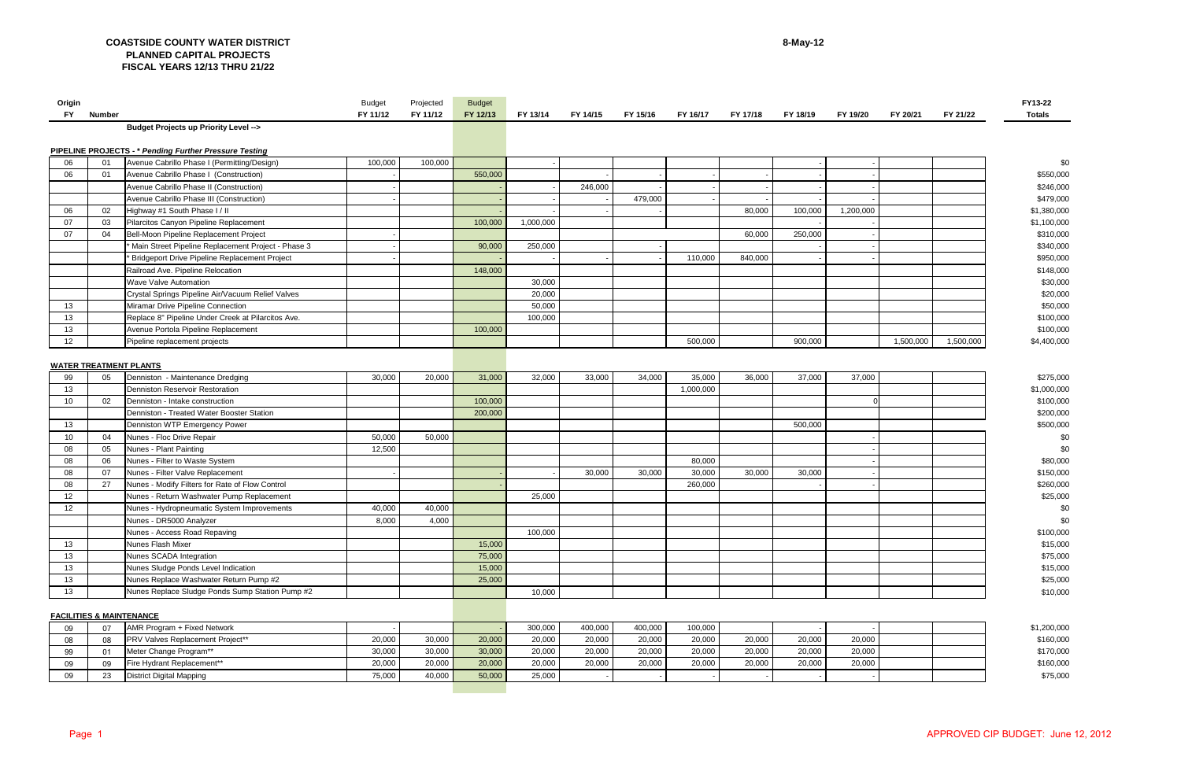# COASTSIDE COUNTY WATER DISTRICT
## PLANNED CAPITAL PROJECTS
## FISCAL YEARS 12/13 THRU 21/22

8-May-12

| Origin FY | Number | | Budget FY 11/12 | Projected FY 11/12 | Budget FY 12/13 | FY 13/14 | FY 14/15 | FY 15/16 | FY 16/17 | FY 17/18 | FY 18/19 | FY 19/20 | FY 20/21 | FY 21/22 | FY13-22 Totals |
|---|---|---|---|---|---|---|---|---|---|---|---|---|---|---|---|
| | | **Budget Projects up Priority Level -->** | | | | | | | | | | | | | |
| | | **PIPELINE PROJECTS - *\* Pending Further Pressure Testing*** | | | | | | | | | | | | | |
| 06 | 01 | Avenue Cabrillo Phase I (Permitting/Design) | 100,000 | 100,000 | | - | | | | | - | - | | | $0 |
| 06 | 01 | Avenue Cabrillo Phase I (Construction) | - | | 550,000 | | - | - | - | - | - | - | | | $550,000 |
| | | Avenue Cabrillo Phase II (Construction) | - | | - | - | 246,000 | - | - | - | - | - | | | $246,000 |
| | | Avenue Cabrillo Phase III (Construction) | - | | - | - | - | 479,000 | - | - | - | - | | | $479,000 |
| 06 | 02 | Highway #1 South Phase I / II | | | - | - | - | - | | 80,000 | 100,000 | 1,200,000 | | | $1,380,000 |
| 07 | 03 | Pilarcitos Canyon Pipeline Replacement | | | 100,000 | 1,000,000 | | | | | - | - | | | $1,100,000 |
| 07 | 04 | Bell-Moon Pipeline Replacement Project | - | | | | | | | 60,000 | 250,000 | - | | | $310,000 |
| | | * Main Street Pipeline Replacement Project - Phase 3 | - | | 90,000 | 250,000 | | - | | | - | - | | | $340,000 |
| | | * Bridgeport Drive Pipeline Replacement Project | - | | - | - | - | - | 110,000 | 840,000 | - | - | | | $950,000 |
| | | Railroad Ave. Pipeline Relocation | | | 148,000 | | | | | | | | | | $148,000 |
| | | Wave Valve Automation | | | | 30,000 | | | | | | | | | $30,000 |
| | | Crystal Springs Pipeline Air/Vacuum Relief Valves | | | | 20,000 | | | | | | | | | $20,000 |
| 13 | | Miramar Drive Pipeline Connection | | | | 50,000 | | | | | | | | | $50,000 |
| 13 | | Replace 8" Pipeline Under Creek at Pilarcitos Ave. | | | | 100,000 | | | | | | | | | $100,000 |
| 13 | | Avenue Portola Pipeline Replacement | | | 100,000 | | | | | | | | | | $100,000 |
| 12 | | Pipeline replacement projects | | | | | | | 500,000 | | 900,000 | | 1,500,000 | 1,500,000 | $4,400,000 |
| | | **WATER TREATMENT PLANTS** | | | | | | | | | | | | | |
| 99 | 05 | Denniston - Maintenance Dredging | 30,000 | 20,000 | 31,000 | 32,000 | 33,000 | 34,000 | 35,000 | 36,000 | 37,000 | 37,000 | | | $275,000 |
| 13 | | Denniston Reservoir Restoration | | | | | | | 1,000,000 | | | | | | $1,000,000 |
| 10 | 02 | Denniston - Intake construction | | | 100,000 | | | | | | | 0 | | | $100,000 |
| | | Denniston - Treated Water Booster Station | | | 200,000 | | | | | | | | | | $200,000 |
| 13 | | Denniston WTP Emergency Power | | | | | | | | | 500,000 | | | | $500,000 |
| 10 | 04 | Nunes - Floc Drive Repair | 50,000 | 50,000 | | | | | | | | - | | | $0 |
| 08 | 05 | Nunes - Plant Painting | 12,500 | | | | | | | | | - | | | $0 |
| 08 | 06 | Nunes - Filter to Waste System | | | | | | | 80,000 | | | - | | | $80,000 |
| 08 | 07 | Nunes - Filter Valve Replacement | - | | - | - | 30,000 | 30,000 | 30,000 | 30,000 | 30,000 | - | | | $150,000 |
| 08 | 27 | Nunes - Modify Filters for Rate of Flow Control | | | - | | | | 260,000 | | - | - | | | $260,000 |
| 12 | | Nunes - Return Washwater Pump Replacement | | | | 25,000 | | | | | | | | | $25,000 |
| 12 | | Nunes - Hydropneumatic System Improvements | 40,000 | 40,000 | | | | | | | | | | | $0 |
| | | Nunes - DR5000 Analyzer | 8,000 | 4,000 | | | | | | | | | | | $0 |
| | | Nunes - Access Road Repaving | | | | 100,000 | | | | | | | | | $100,000 |
| 13 | | Nunes Flash Mixer | | | 15,000 | | | | | | | | | | $15,000 |
| 13 | | Nunes SCADA Integration | | | 75,000 | | | | | | | | | | $75,000 |
| 13 | | Nunes Sludge Ponds Level Indication | | | 15,000 | | | | | | | | | | $15,000 |
| 13 | | Nunes Replace Washwater Return Pump #2 | | | 25,000 | | | | | | | | | | $25,000 |
| 13 | | Nunes Replace Sludge Ponds Sump Station Pump #2 | | | | 10,000 | | | | | | | | | $10,000 |
| | | **FACILITIES & MAINTENANCE** | | | | | | | | | | | | | |
| 09 | 07 | AMR Program + Fixed Network | - | | - | 300,000 | 400,000 | 400,000 | 100,000 | | - | - | | | $1,200,000 |
| 08 | 08 | PRV Valves Replacement Project** | 20,000 | 30,000 | 20,000 | 20,000 | 20,000 | 20,000 | 20,000 | 20,000 | 20,000 | 20,000 | | | $160,000 |
| 99 | 01 | Meter Change Program** | 30,000 | 30,000 | 30,000 | 20,000 | 20,000 | 20,000 | 20,000 | 20,000 | 20,000 | 20,000 | | | $170,000 |
| 09 | 09 | Fire Hydrant Replacement** | 20,000 | 20,000 | 20,000 | 20,000 | 20,000 | 20,000 | 20,000 | 20,000 | 20,000 | 20,000 | | | $160,000 |
| 09 | 23 | District Digital Mapping | 75,000 | 40,000 | 50,000 | 25,000 | - | - | - | - | - | - | | | $75,000 |

APPROVED CIP BUDGET: June 12, 2012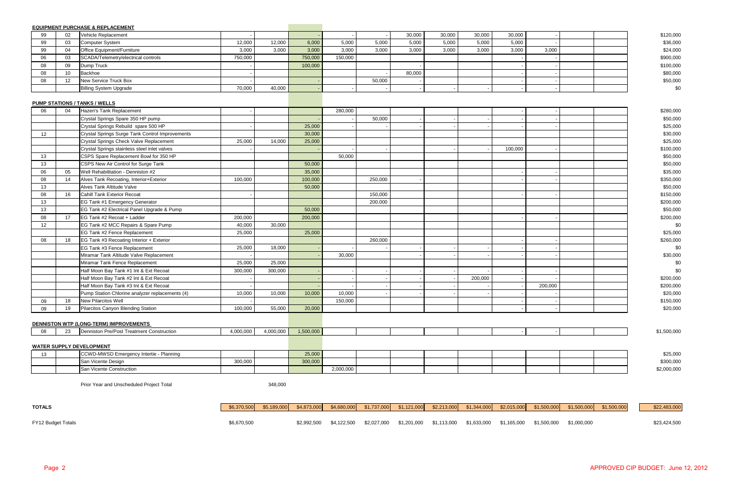**EQUIPMENT PURCHASE & REPLACEMENT**

| | | | | | | | | | | | | | | | |
|---|---|---|---|---|---|---|---|---|---|---|---|---|---|---|---|
| 99 | 02 | Vehicle Replacement | - | | - | - | - | 30,000 | 30,000 | 30,000 | 30,000 | - | | | $120,000 |
| 99 | 03 | Computer System | 12,000 | 12,000 | 6,000 | 5,000 | 5,000 | 5,000 | 5,000 | 5,000 | 5,000 | - | | | $36,000 |
| 99 | 04 | Office Equipment/Furniture | 3,000 | 3,000 | 3,000 | 3,000 | 3,000 | 3,000 | 3,000 | 3,000 | 3,000 | 3,000 | | | $24,000 |
| 06 | 03 | SCADA/Telemetry/electrical controls | 750,000 | | 750,000 | 150,000 | | | | | - | - | | | $900,000 |
| 08 | 09 | Dump Truck | - | | 100,000 | | | - | | | - | - | | | $100,000 |
| 08 | 10 | Backhoe | - | | | | - | 80,000 | | | - | - | | | $80,000 |
| 08 | 12 | New Service Truck Box | - | | - | | 50,000 | - | | | - | - | | | $50,000 |
| | | Billing System Upgrade | 70,000 | 40,000 | - | - | - | - | - | - | - | - | | | $0 |

**PUMP STATIONS / TANKS / WELLS**

| | | | | | | | | | | | | | | | |
|---|---|---|---|---|---|---|---|---|---|---|---|---|---|---|---|
| 06 | 04 | Hazen's Tank Replacement | - | | | 280,000 | | | | | - | - | | | $280,000 |
| | | Crystal Springs Spare 350 HP pump | | | - | - | 50,000 | - | - | - | - | - | | | $50,000 |
| | | Crystal Springs Rebuild spare 500 HP | - | | 25,000 | - | - | - | - | - | - | - | | | $25,000 |
| 12 | | Crystal Springs Surge Tank Control Improvements | | | 30,000 | | | | | | | | | | $30,000 |
| | | Crystal Springs Check Valve Replacement | 25,000 | 14,000 | 25,000 | | | | | | | | | | $25,000 |
| | | Crystal Springs stainless steel inlet valves | - | | - | - | - | | - | - | 100,000 | - | | | $100,000 |
| 13 | | CSPS Spare Replacement Bowl for 350 HP | | | | 50,000 | | | | | | | | | $50,000 |
| 13 | | CSPS New Air Control for Surge Tank | | | 50,000 | | | | | | | | | | $50,000 |
| 06 | 05 | Well Rehabilitation - Denniston #2 | | | 35,000 | | | | | | - | - | | | $35,000 |
| 08 | 14 | Alves Tank Recoating, Interior+Exterior | 100,000 | | 100,000 | | 250,000 | - | | | - | - | | | $350,000 |
| 13 | | Alves Tank Altitude Valve | | | 50,000 | | | | | | | | | | $50,000 |
| 08 | 16 | Cahill Tank Exterior Recoat | - | | | | 150,000 | | | | - | - | | | $150,000 |
| 13 | | EG Tank #1 Emergency Generator | | | | | 200,000 | | | | | | | | $200,000 |
| 13 | | EG Tank #2 Electrical Panel Upgrade & Pump | | | 50,000 | | | | | | | | | | $50,000 |
| 08 | 17 | EG Tank #2 Recoat + Ladder | 200,000 | | 200,000 | | | | | | - | - | | | $200,000 |
| 12 | | EG Tank #2 MCC Repairs & Spare Pump | 40,000 | 30,000 | | | | | | | | | | | $0 |
| | | EG Tank #2 Fence Replacement | 25,000 | | 25,000 | | | | | | | | | | $25,000 |
| 08 | 18 | EG Tank #3 Recoating Interior + Exterior | | | | | 260,000 | | | | - | - | | | $260,000 |
| | | EG Tank #3 Fence Replacement | 25,000 | 18,000 | - | - | - | - | - | - | - | - | | | $0 |
| | | Miramar Tank Altitude Valve Replacement | - | | - | 30,000 | | - | - | - | - | - | | | $30,000 |
| | | Miramar Tank Fence Replacement | 25,000 | 25,000 | | | | | | | | | | | $0 |
| | | Half Moon Bay Tank #1 Int & Ext Recoat | 300,000 | 300,000 | - | - | - | - | - | - | - | - | | | $0 |
| | | Half Moon Bay Tank #2 Int & Ext Recoat | - | | - | - | - | - | - | 200,000 | - | - | | | $200,000 |
| | | Half Moon Bay Tank #3 Int & Ext Recoat | - | | - | - | - | - | - | - | - | 200,000 | | | $200,000 |
| | | Pump Station Chlorine analyzer replacements (4) | 10,000 | 10,000 | 10,000 | 10,000 | - | - | - | - | - | - | | | $20,000 |
| 09 | 18 | New Pilarcitos Well | - | | | 150,000 | | | | | - | - | | | $150,000 |
| 09 | 19 | Pilarcitos Canyon Blending Station | 100,000 | 55,000 | 20,000 | | | | | | - | - | | | $20,000 |

**DENNISTON WTP (LONG-TERM) IMPROVEMENTS**

| | | | | | | | | | | | | | | | |
|---|---|---|---|---|---|---|---|---|---|---|---|---|---|---|---|
| 08 | 23 | Denniston Pre/Post Treatment Construction | 4,000,000 | 4,000,000 | 1,500,000 | | | | | | - | - | | | $1,500,000 |

**WATER SUPPLY DEVELOPMENT**

| | | | | | | | | | | | | | | | |
|---|---|---|---|---|---|---|---|---|---|---|---|---|---|---|---|
| 13 | | CCWD-MWSD Emergency Intertie - Planning | | | 25,000 | | | | | | | | | | $25,000 |
| | | San Vicente Design | 300,000 | | 300,000 | | | | | | | | | | $300,000 |
| | | San Vicente Construction | | | | 2,000,000 | | | | | | | | | $2,000,000 |

| | | | | | | | | | | | | | | | |
|---|---|---|---|---|---|---|---|---|---|---|---|---|---|---|---|
| | | Prior Year and Unscheduled Project Total | | 348,000 | | | | | | | | | | | |
| **TOTALS** | | | $6,370,500 | $5,189,000 | $4,873,000 | $4,680,000 | $1,737,000 | $1,121,000 | $2,213,000 | $1,344,000 | $2,015,000 | $1,500,000 | $1,500,000 | $1,500,000 | $22,483,000 |
| FY12 Budget Totals | | | $6,670,500 | | $2,992,500 | $4,122,500 | $2,027,000 | $1,201,000 | $1,113,000 | $1,633,000 | $1,165,000 | $1,500,000 | $1,000,000 | | $23,424,500 |

APPROVED CIP BUDGET: June 12, 2012